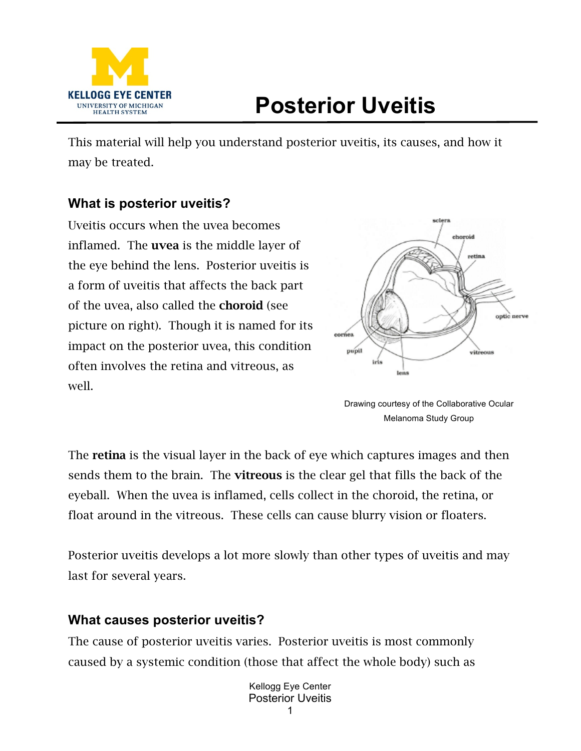# Posterior Uveitis

This material will help you understand posterior uveitis, its causes, and how it may be treated.

## What is posterior uveitis?

Uveitis occurs when the uvea becomes inflamed. The **uvea** is the middle layer of the eye behind the lens. Posterior uveitis is a form of uveitis that affects the back part of the uvea, also called the **choroid** (see picture on right). Though it is named for its impact on the posterior uvea, this condition often involves the retina and vitreous, as well.

sclera
choroid
retina
optic nerve
cornea
pupil
iris
lens
vitreous

Drawing courtesy of the Collaborative Ocular Melanoma Study Group

The **retina** is the visual layer in the back of eye which captures images and then sends them to the brain. The **vitreous** is the clear gel that fills the back of the eyeball. When the uvea is inflamed, cells collect in the choroid, the retina, or float around in the vitreous. These cells can cause blurry vision or floaters.

Posterior uveitis develops a lot more slowly than other types of uveitis and may last for several years.

## What causes posterior uveitis?

The cause of posterior uveitis varies. Posterior uveitis is most commonly caused by a systemic condition (those that affect the whole body) such as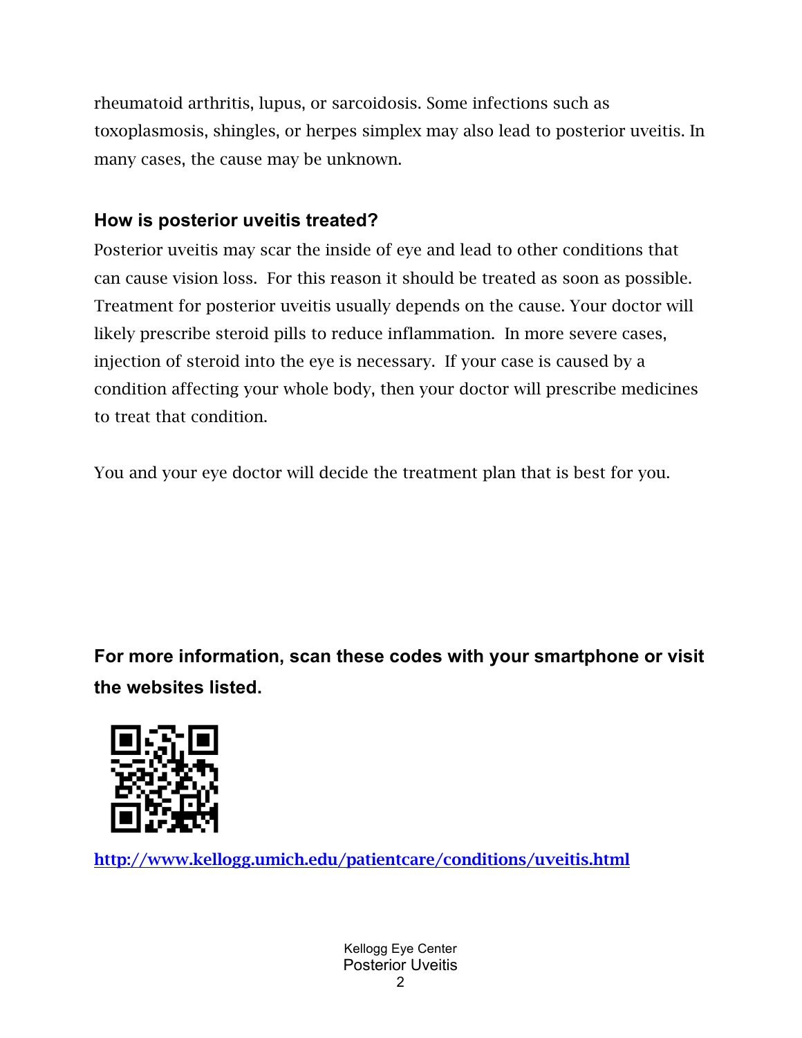rheumatoid arthritis, lupus, or sarcoidosis. Some infections such as toxoplasmosis, shingles, or herpes simplex may also lead to posterior uveitis. In many cases, the cause may be unknown.

### How is posterior uveitis treated?

Posterior uveitis may scar the inside of eye and lead to other conditions that can cause vision loss. For this reason it should be treated as soon as possible. Treatment for posterior uveitis usually depends on the cause. Your doctor will likely prescribe steroid pills to reduce inflammation. In more severe cases, injection of steroid into the eye is necessary. If your case is caused by a condition affecting your whole body, then your doctor will prescribe medicines to treat that condition.

You and your eye doctor will decide the treatment plan that is best for you.

**For more information, scan these codes with your smartphone or visit the websites listed.**

http://www.kellogg.umich.edu/patientcare/conditions/uveitis.html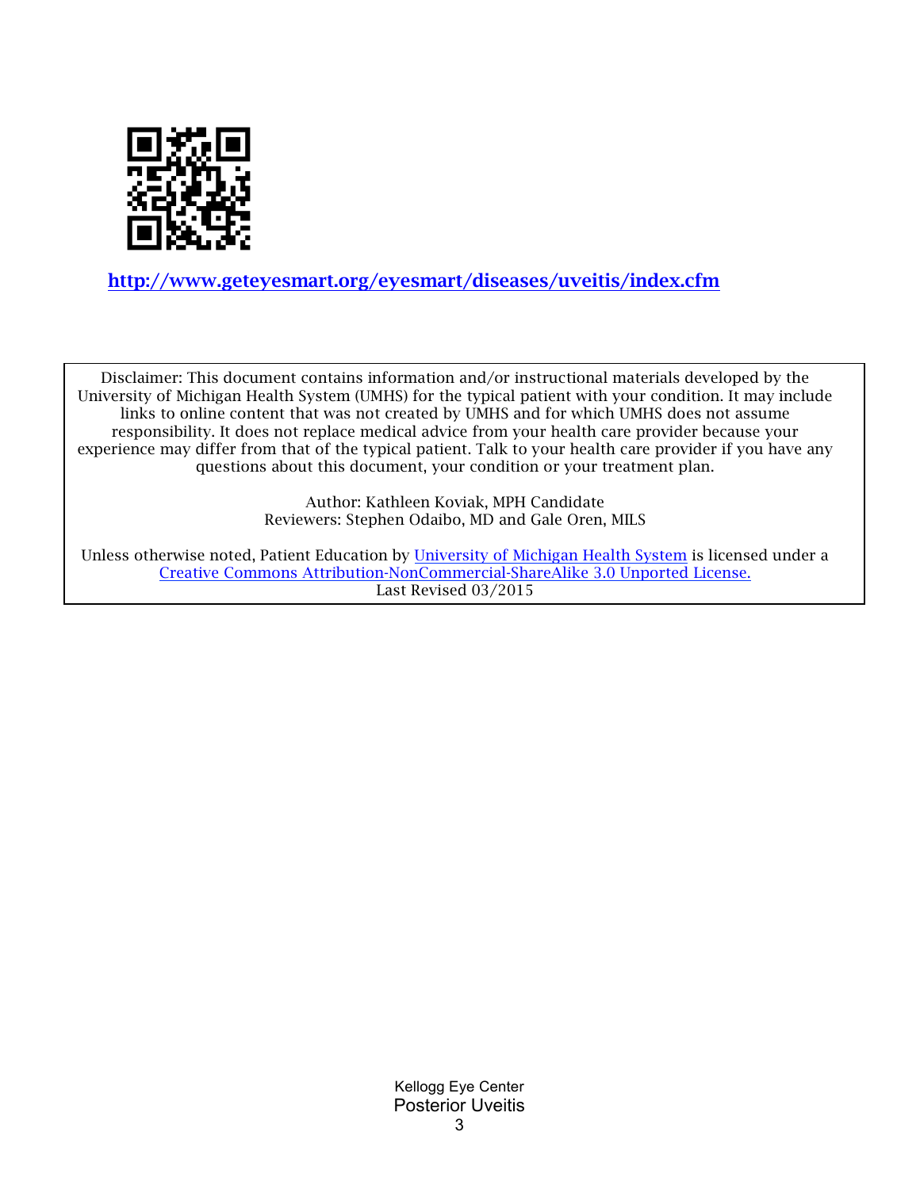**http://www.geteyesmart.org/eyesmart/diseases/uveitis/index.cfm**

Disclaimer: This document contains information and/or instructional materials developed by the University of Michigan Health System (UMHS) for the typical patient with your condition. It may include links to online content that was not created by UMHS and for which UMHS does not assume responsibility. It does not replace medical advice from your health care provider because your experience may differ from that of the typical patient. Talk to your health care provider if you have any questions about this document, your condition or your treatment plan.

Author: Kathleen Koviak, MPH Candidate
Reviewers: Stephen Odaibo, MD and Gale Oren, MILS

Unless otherwise noted, Patient Education by University of Michigan Health System is licensed under a Creative Commons Attribution-NonCommercial-ShareAlike 3.0 Unported License.
Last Revised 03/2015